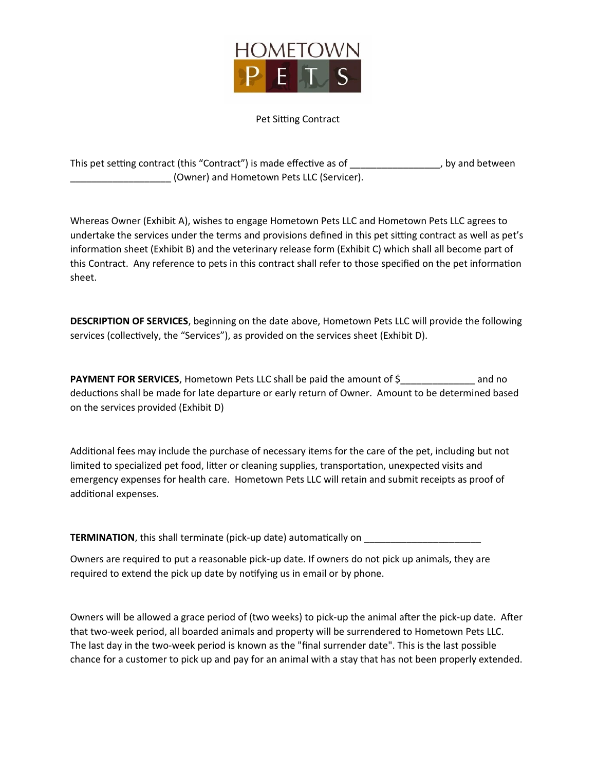HOMETOWN PETS

Pet Sitting Contract

This pet setting contract (this "Contract") is made effective as of _________________, by and between ___________________ (Owner) and Hometown Pets LLC (Servicer).

Whereas Owner (Exhibit A), wishes to engage Hometown Pets LLC and Hometown Pets LLC agrees to undertake the services under the terms and provisions defined in this pet sitting contract as well as pet's information sheet (Exhibit B) and the veterinary release form (Exhibit C) which shall all become part of this Contract. Any reference to pets in this contract shall refer to those specified on the pet information sheet.

**DESCRIPTION OF SERVICES**, beginning on the date above, Hometown Pets LLC will provide the following services (collectively, the "Services"), as provided on the services sheet (Exhibit D).

**PAYMENT FOR SERVICES**, Hometown Pets LLC shall be paid the amount of $______________ and no deductions shall be made for late departure or early return of Owner. Amount to be determined based on the services provided (Exhibit D)

Additional fees may include the purchase of necessary items for the care of the pet, including but not limited to specialized pet food, litter or cleaning supplies, transportation, unexpected visits and emergency expenses for health care. Hometown Pets LLC will retain and submit receipts as proof of additional expenses.

**TERMINATION**, this shall terminate (pick-up date) automatically on ______________________

Owners are required to put a reasonable pick-up date. If owners do not pick up animals, they are required to extend the pick up date by notifying us in email or by phone.

Owners will be allowed a grace period of (two weeks) to pick-up the animal after the pick-up date. After that two-week period, all boarded animals and property will be surrendered to Hometown Pets LLC. The last day in the two-week period is known as the "final surrender date". This is the last possible chance for a customer to pick up and pay for an animal with a stay that has not been properly extended.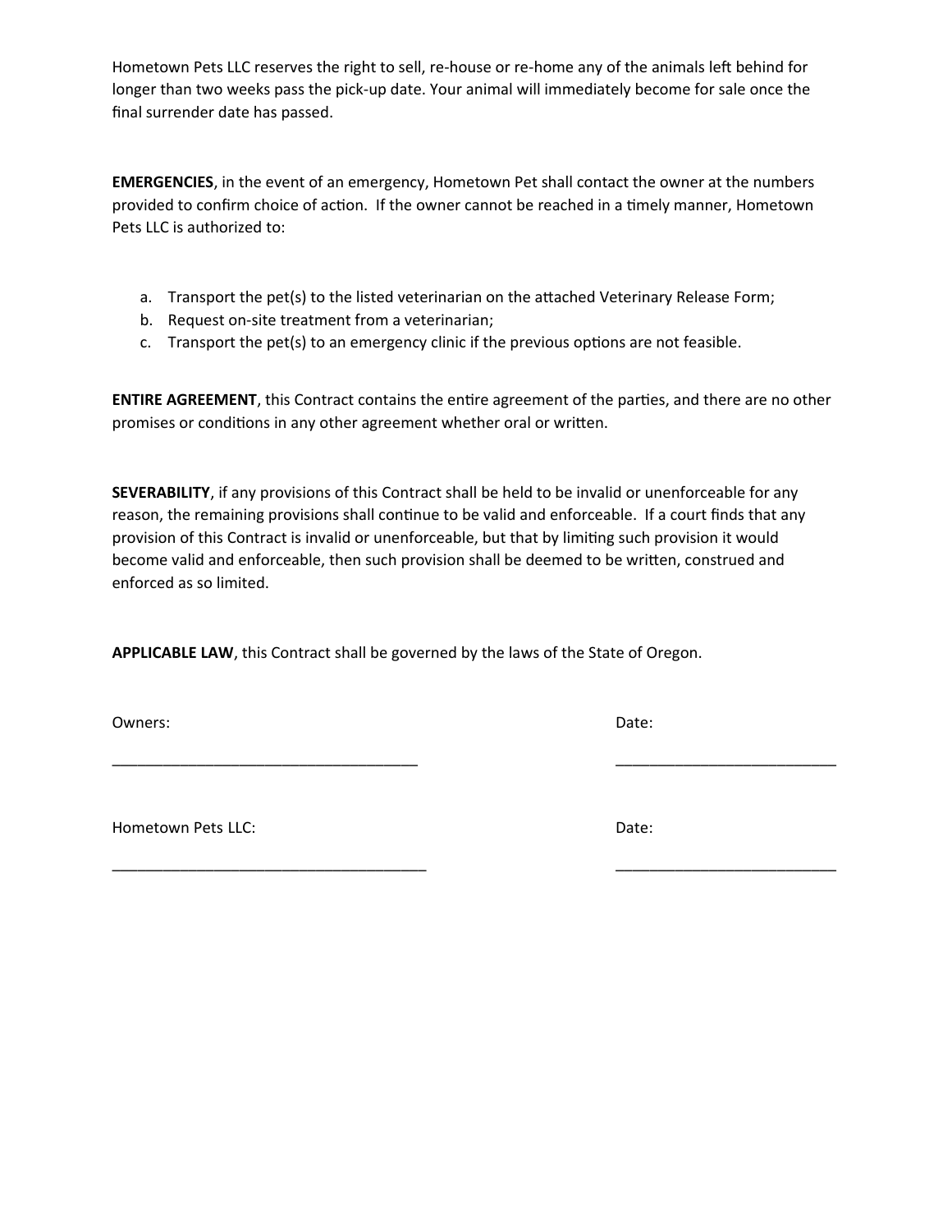Hometown Pets LLC reserves the right to sell, re-house or re-home any of the animals left behind for longer than two weeks pass the pick-up date. Your animal will immediately become for sale once the final surrender date has passed.

**EMERGENCIES**, in the event of an emergency, Hometown Pet shall contact the owner at the numbers provided to confirm choice of action. If the owner cannot be reached in a timely manner, Hometown Pets LLC is authorized to:

a. Transport the pet(s) to the listed veterinarian on the attached Veterinary Release Form;
b. Request on-site treatment from a veterinarian;
c. Transport the pet(s) to an emergency clinic if the previous options are not feasible.

**ENTIRE AGREEMENT**, this Contract contains the entire agreement of the parties, and there are no other promises or conditions in any other agreement whether oral or written.

**SEVERABILITY**, if any provisions of this Contract shall be held to be invalid or unenforceable for any reason, the remaining provisions shall continue to be valid and enforceable. If a court finds that any provision of this Contract is invalid or unenforceable, but that by limiting such provision it would become valid and enforceable, then such provision shall be deemed to be written, construed and enforced as so limited.

**APPLICABLE LAW**, this Contract shall be governed by the laws of the State of Oregon.

Owners: Date:

_____________________________________ ___________________________

Hometown Pets LLC: Date:

______________________________________ ___________________________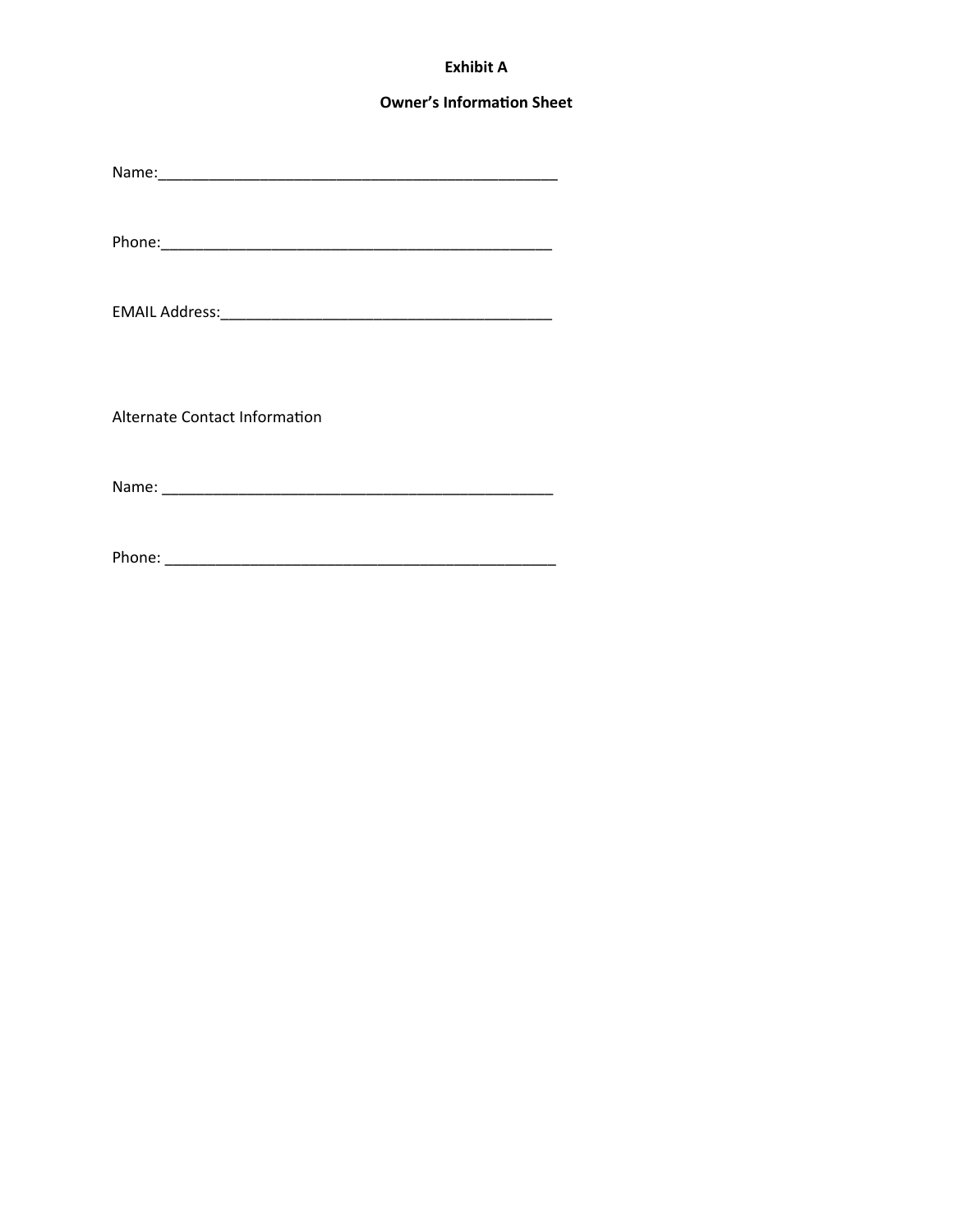**Exhibit A**

**Owner's Information Sheet**

Name:_______________________________________________

Phone:______________________________________________

EMAIL Address:_______________________________________

Alternate Contact Information

Name: ______________________________________________

Phone: ______________________________________________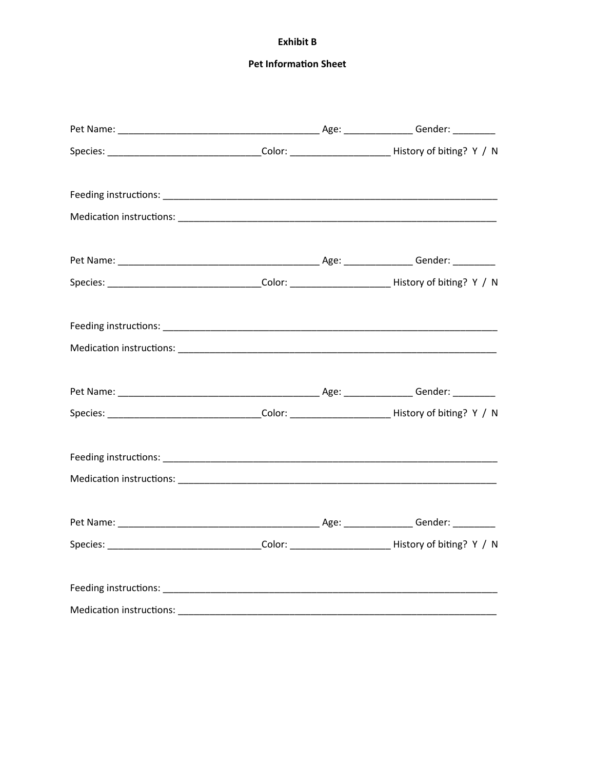**Exhibit B**

**Pet Information Sheet**

Pet Name: _______________________________________ Age: _____________ Gender: ________

Species: ______________________________Color: ___________________ History of biting? Y / N

Feeding instructions: __________________________________________________________________

Medication instructions: ______________________________________________________________

Pet Name: _______________________________________ Age: _____________ Gender: ________

Species: ______________________________Color: ___________________ History of biting? Y / N

Feeding instructions: __________________________________________________________________

Medication instructions: ______________________________________________________________

Pet Name: _______________________________________ Age: _____________ Gender: ________

Species: ______________________________Color: ___________________ History of biting? Y / N

Feeding instructions: __________________________________________________________________

Medication instructions: ______________________________________________________________

Pet Name: _______________________________________ Age: _____________ Gender: ________

Species: ______________________________Color: ___________________ History of biting? Y / N

Feeding instructions: __________________________________________________________________

Medication instructions: ______________________________________________________________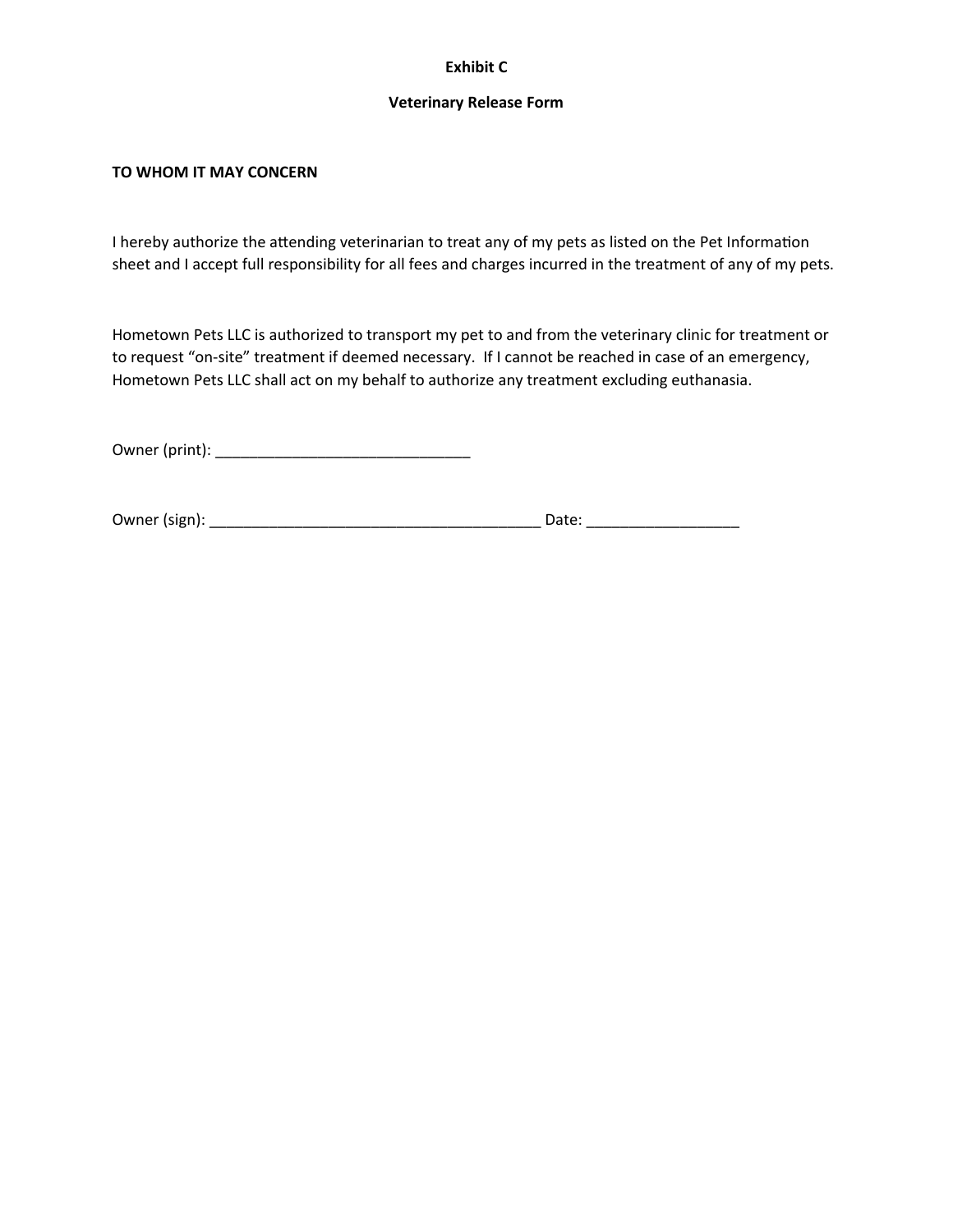**Exhibit C**

**Veterinary Release Form**

**TO WHOM IT MAY CONCERN**

I hereby authorize the attending veterinarian to treat any of my pets as listed on the Pet Information sheet and I accept full responsibility for all fees and charges incurred in the treatment of any of my pets.

Hometown Pets LLC is authorized to transport my pet to and from the veterinary clinic for treatment or to request “on-site” treatment if deemed necessary. If I cannot be reached in case of an emergency, Hometown Pets LLC shall act on my behalf to authorize any treatment excluding euthanasia.

Owner (print): ______________________________

Owner (sign): ______________________________________ Date: _________________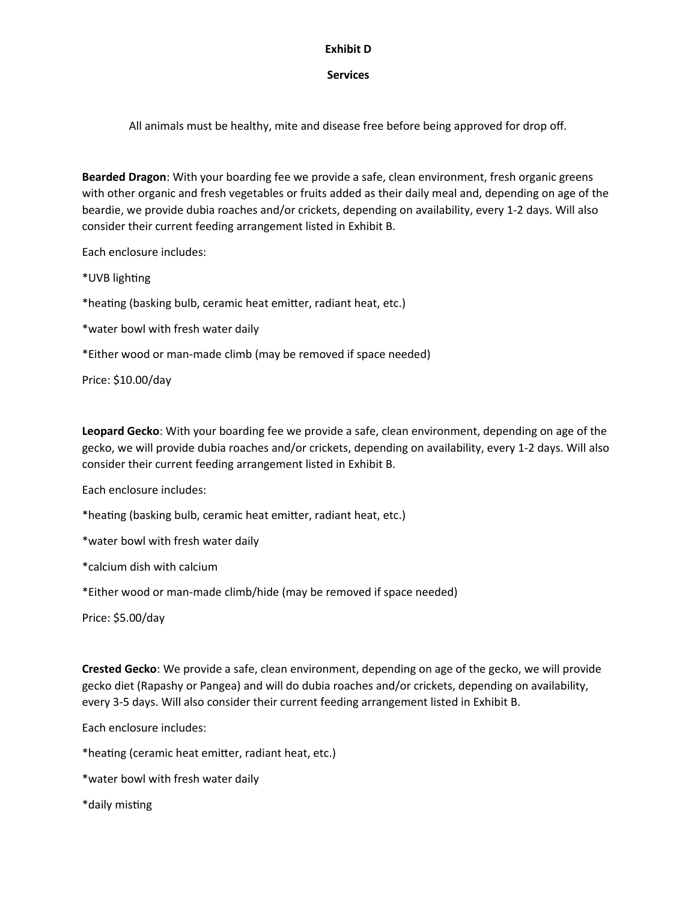**Exhibit D**

**Services**

All animals must be healthy, mite and disease free before being approved for drop off.

**Bearded Dragon**: With your boarding fee we provide a safe, clean environment, fresh organic greens with other organic and fresh vegetables or fruits added as their daily meal and, depending on age of the beardie, we provide dubia roaches and/or crickets, depending on availability, every 1-2 days. Will also consider their current feeding arrangement listed in Exhibit B.

Each enclosure includes:

*UVB lighting

*heating (basking bulb, ceramic heat emitter, radiant heat, etc.)

*water bowl with fresh water daily

*Either wood or man-made climb (may be removed if space needed)

Price: $10.00/day

**Leopard Gecko**: With your boarding fee we provide a safe, clean environment, depending on age of the gecko, we will provide dubia roaches and/or crickets, depending on availability, every 1-2 days. Will also consider their current feeding arrangement listed in Exhibit B.

Each enclosure includes:

*heating (basking bulb, ceramic heat emitter, radiant heat, etc.)

*water bowl with fresh water daily

*calcium dish with calcium

*Either wood or man-made climb/hide (may be removed if space needed)

Price: $5.00/day

**Crested Gecko**: We provide a safe, clean environment, depending on age of the gecko, we will provide gecko diet (Rapashy or Pangea) and will do dubia roaches and/or crickets, depending on availability, every 3-5 days. Will also consider their current feeding arrangement listed in Exhibit B.

Each enclosure includes:

*heating (ceramic heat emitter, radiant heat, etc.)

*water bowl with fresh water daily

*daily misting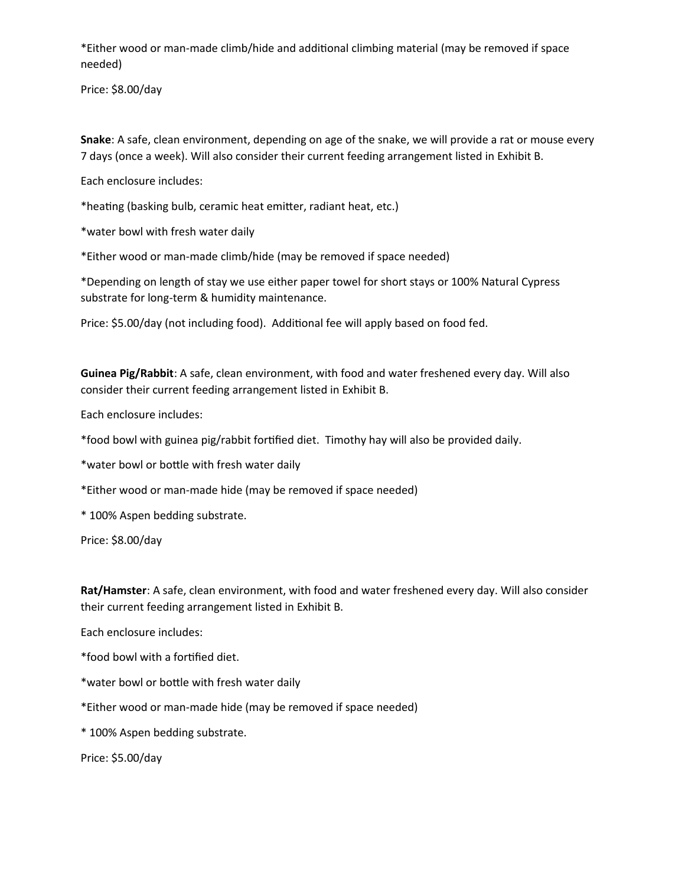*Either wood or man-made climb/hide and additional climbing material (may be removed if space needed)

Price: $8.00/day

**Snake**: A safe, clean environment, depending on age of the snake, we will provide a rat or mouse every 7 days (once a week). Will also consider their current feeding arrangement listed in Exhibit B.

Each enclosure includes:

*heating (basking bulb, ceramic heat emitter, radiant heat, etc.)

*water bowl with fresh water daily

*Either wood or man-made climb/hide (may be removed if space needed)

*Depending on length of stay we use either paper towel for short stays or 100% Natural Cypress substrate for long-term & humidity maintenance.

Price: $5.00/day (not including food). Additional fee will apply based on food fed.

**Guinea Pig/Rabbit**: A safe, clean environment, with food and water freshened every day. Will also consider their current feeding arrangement listed in Exhibit B.

Each enclosure includes:

*food bowl with guinea pig/rabbit fortified diet. Timothy hay will also be provided daily.

*water bowl or bottle with fresh water daily

*Either wood or man-made hide (may be removed if space needed)

* 100% Aspen bedding substrate.

Price: $8.00/day

**Rat/Hamster**: A safe, clean environment, with food and water freshened every day. Will also consider their current feeding arrangement listed in Exhibit B.

Each enclosure includes:

*food bowl with a fortified diet.

*water bowl or bottle with fresh water daily

*Either wood or man-made hide (may be removed if space needed)

* 100% Aspen bedding substrate.

Price: $5.00/day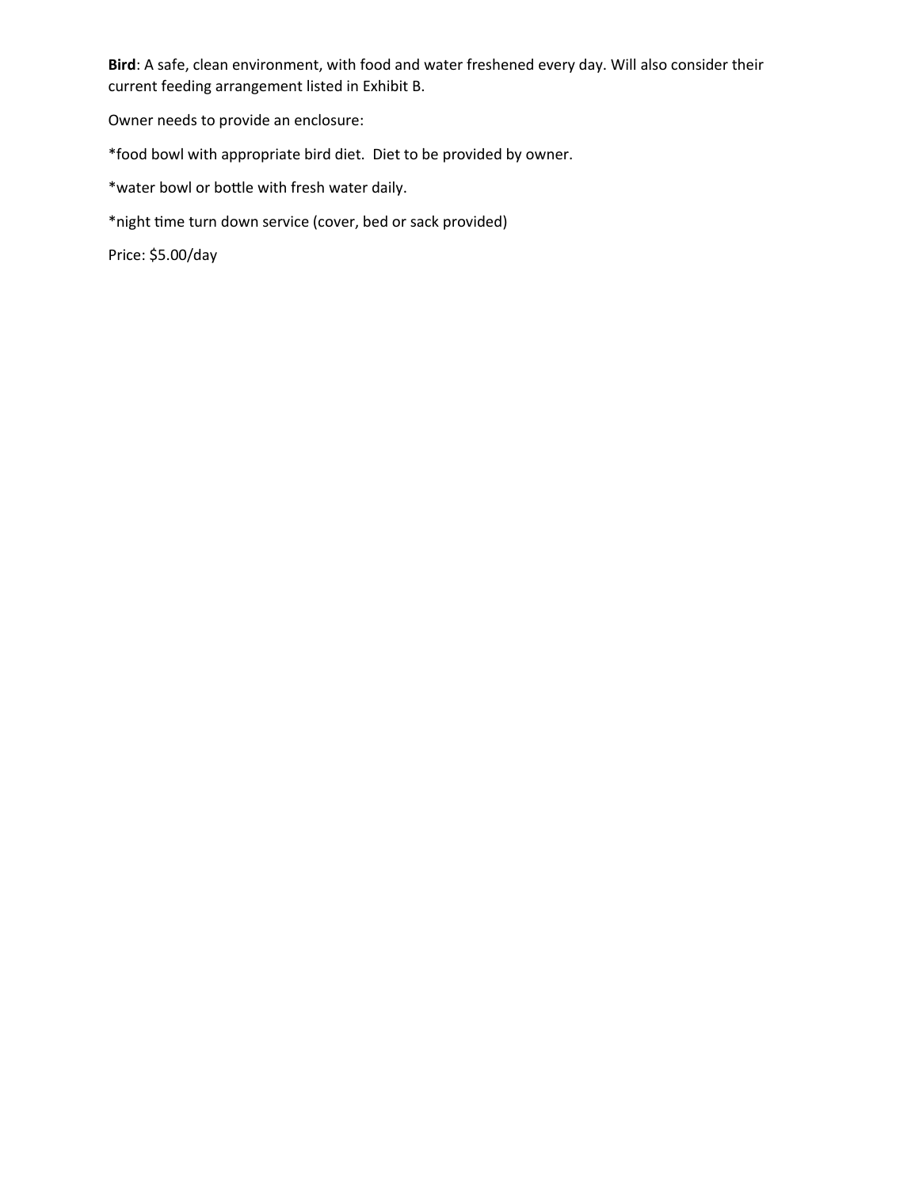**Bird**: A safe, clean environment, with food and water freshened every day. Will also consider their current feeding arrangement listed in Exhibit B.

Owner needs to provide an enclosure:

*food bowl with appropriate bird diet.  Diet to be provided by owner.

*water bowl or bottle with fresh water daily.

*night time turn down service (cover, bed or sack provided)

Price: $5.00/day